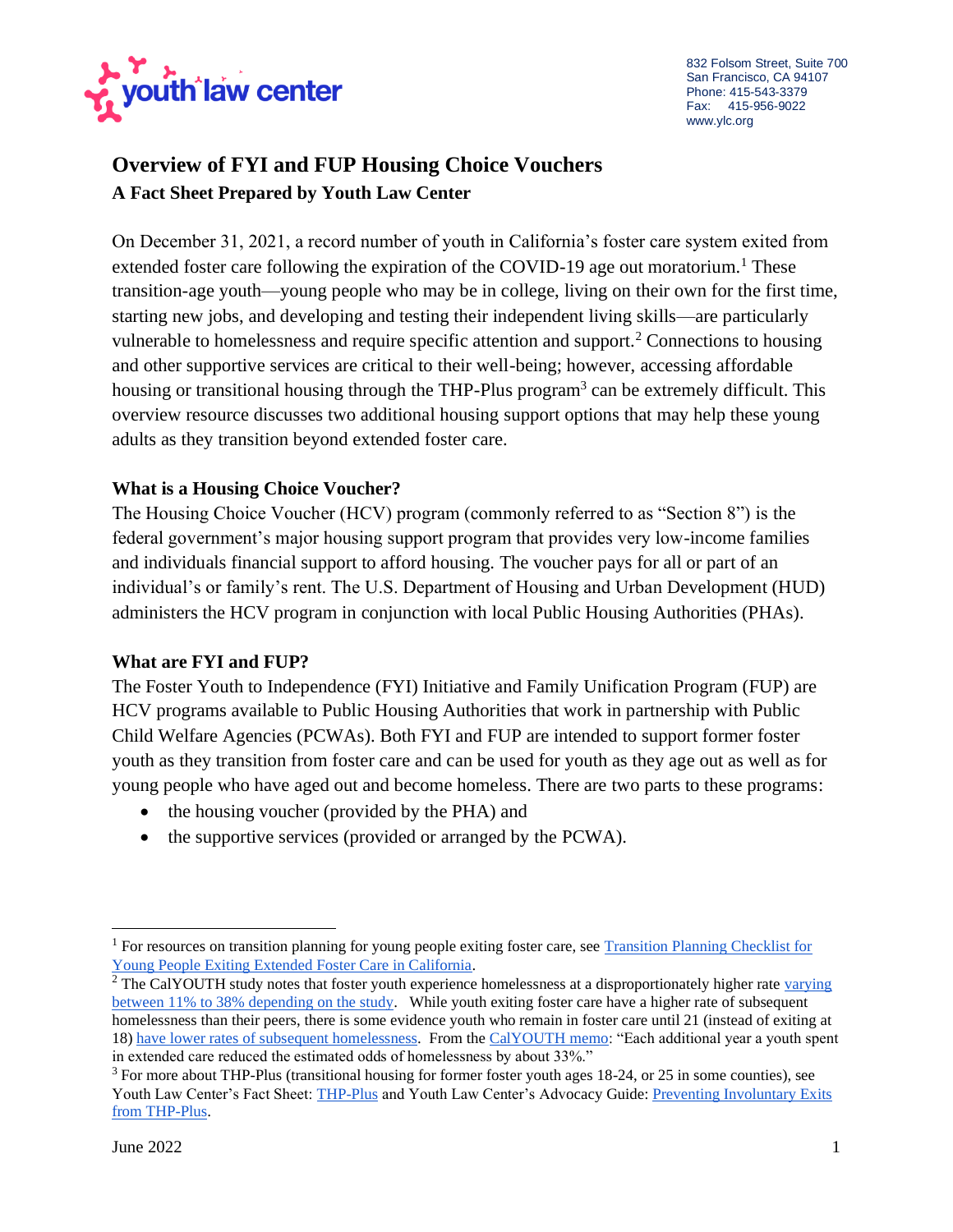832 Folsom Street, Suite 700
San Francisco, CA 94107
Phone: 415-543-3379
Fax: 415-956-9022
www.ylc.org

# Overview of FYI and FUP Housing Choice Vouchers

**A Fact Sheet Prepared by Youth Law Center**

On December 31, 2021, a record number of youth in California's foster care system exited from extended foster care following the expiration of the COVID-19 age out moratorium.[1] These transition-age youth—young people who may be in college, living on their own for the first time, starting new jobs, and developing and testing their independent living skills—are particularly vulnerable to homelessness and require specific attention and support.[2] Connections to housing and other supportive services are critical to their well-being; however, accessing affordable housing or transitional housing through the THP-Plus program[3] can be extremely difficult. This overview resource discusses two additional housing support options that may help these young adults as they transition beyond extended foster care.

## What is a Housing Choice Voucher?

The Housing Choice Voucher (HCV) program (commonly referred to as "Section 8") is the federal government's major housing support program that provides very low-income families and individuals financial support to afford housing. The voucher pays for all or part of an individual's or family's rent. The U.S. Department of Housing and Urban Development (HUD) administers the HCV program in conjunction with local Public Housing Authorities (PHAs).

## What are FYI and FUP?

The Foster Youth to Independence (FYI) Initiative and Family Unification Program (FUP) are HCV programs available to Public Housing Authorities that work in partnership with Public Child Welfare Agencies (PCWAs). Both FYI and FUP are intended to support former foster youth as they transition from foster care and can be used for youth as they age out as well as for young people who have aged out and become homeless. There are two parts to these programs:

- the housing voucher (provided by the PHA) and
- the supportive services (provided or arranged by the PCWA).

---

[1] For resources on transition planning for young people exiting foster care, see Transition Planning Checklist for Young People Exiting Extended Foster Care in California.

[2] The CalYOUTH study notes that foster youth experience homelessness at a disproportionately higher rate varying between 11% to 38% depending on the study. While youth exiting foster care have a higher rate of subsequent homelessness than their peers, there is some evidence youth who remain in foster care until 21 (instead of exiting at 18) have lower rates of subsequent homelessness. From the CalYOUTH memo: "Each additional year a youth spent in extended care reduced the estimated odds of homelessness by about 33%."

[3] For more about THP-Plus (transitional housing for former foster youth ages 18-24, or 25 in some counties), see Youth Law Center's Fact Sheet: THP-Plus and Youth Law Center's Advocacy Guide: Preventing Involuntary Exits from THP-Plus.

June 2022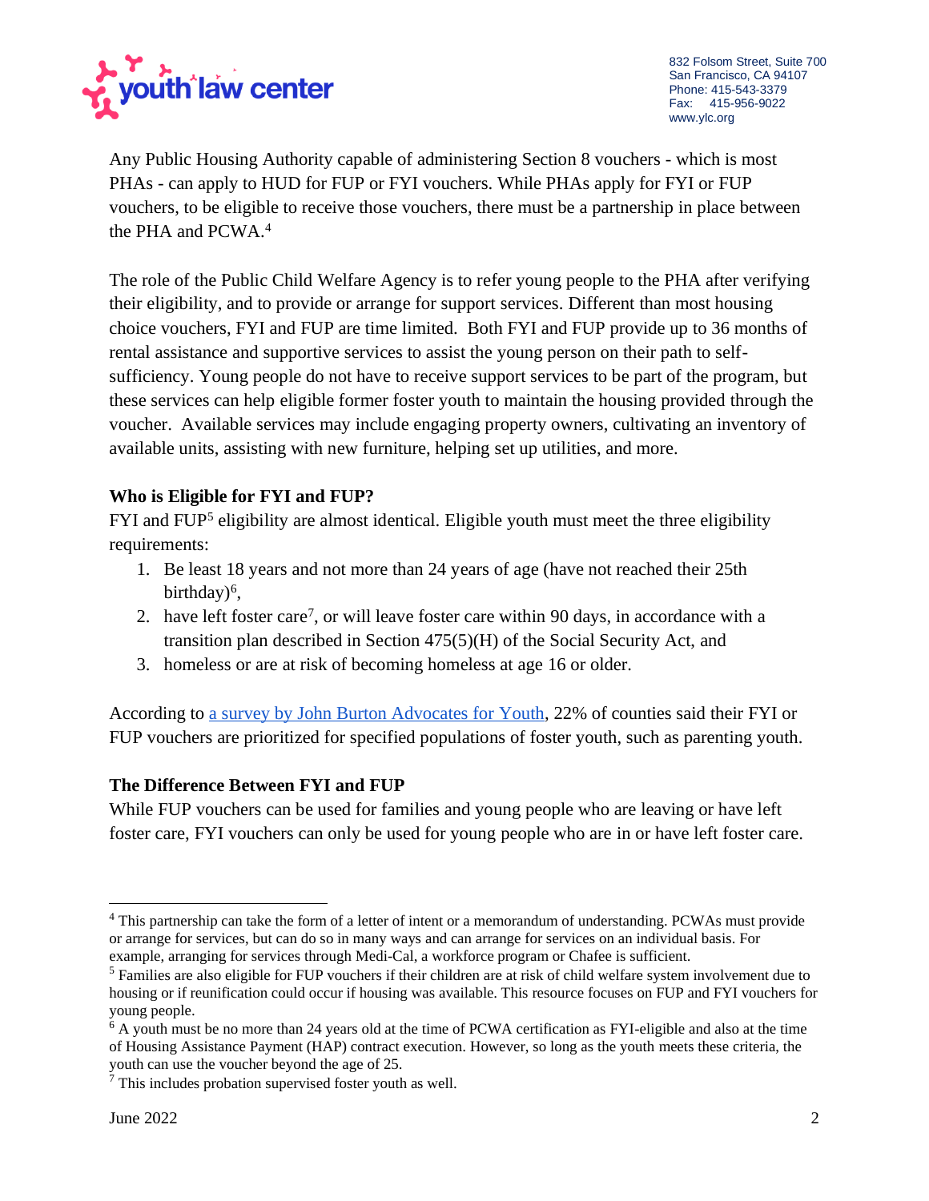Any Public Housing Authority capable of administering Section 8 vouchers - which is most PHAs - can apply to HUD for FUP or FYI vouchers. While PHAs apply for FYI or FUP vouchers, to be eligible to receive those vouchers, there must be a partnership in place between the PHA and PCWA.[4]

The role of the Public Child Welfare Agency is to refer young people to the PHA after verifying their eligibility, and to provide or arrange for support services. Different than most housing choice vouchers, FYI and FUP are time limited. Both FYI and FUP provide up to 36 months of rental assistance and supportive services to assist the young person on their path to self-sufficiency. Young people do not have to receive support services to be part of the program, but these services can help eligible former foster youth to maintain the housing provided through the voucher. Available services may include engaging property owners, cultivating an inventory of available units, assisting with new furniture, helping set up utilities, and more.

### Who is Eligible for FYI and FUP?

FYI and FUP[5] eligibility are almost identical. Eligible youth must meet the three eligibility requirements:

1. Be least 18 years and not more than 24 years of age (have not reached their 25th birthday)[6],
2. have left foster care[7], or will leave foster care within 90 days, in accordance with a transition plan described in Section 475(5)(H) of the Social Security Act, and
3. homeless or are at risk of becoming homeless at age 16 or older.

According to [a survey by John Burton Advocates for Youth](), 22% of counties said their FYI or FUP vouchers are prioritized for specified populations of foster youth, such as parenting youth.

### The Difference Between FYI and FUP

While FUP vouchers can be used for families and young people who are leaving or have left foster care, FYI vouchers can only be used for young people who are in or have left foster care.

---

[4] This partnership can take the form of a letter of intent or a memorandum of understanding. PCWAs must provide or arrange for services, but can do so in many ways and can arrange for services on an individual basis. For example, arranging for services through Medi-Cal, a workforce program or Chafee is sufficient.

[5] Families are also eligible for FUP vouchers if their children are at risk of child welfare system involvement due to housing or if reunification could occur if housing was available. This resource focuses on FUP and FYI vouchers for young people.

[6] A youth must be no more than 24 years old at the time of PCWA certification as FYI-eligible and also at the time of Housing Assistance Payment (HAP) contract execution. However, so long as the youth meets these criteria, the youth can use the voucher beyond the age of 25.

[7] This includes probation supervised foster youth as well.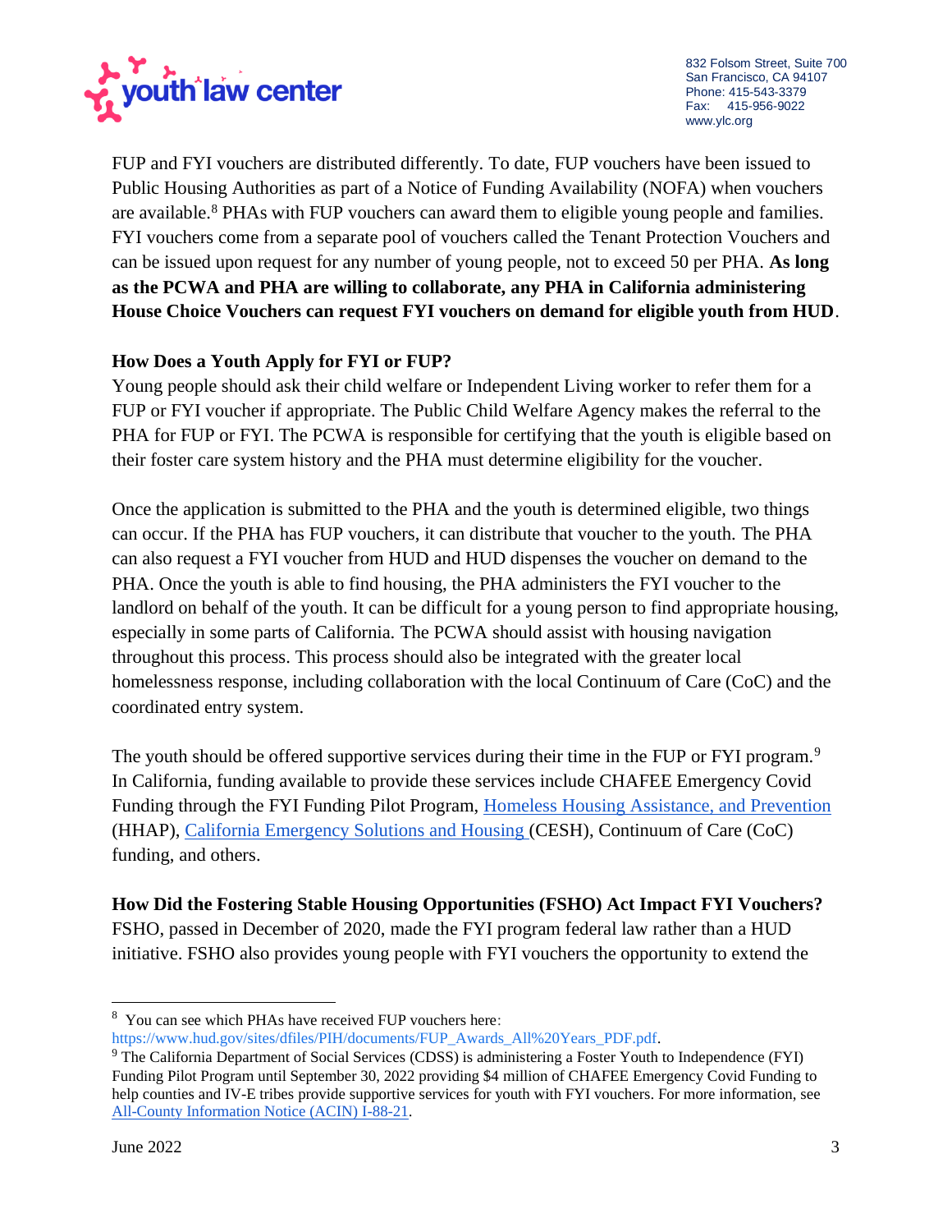FUP and FYI vouchers are distributed differently. To date, FUP vouchers have been issued to Public Housing Authorities as part of a Notice of Funding Availability (NOFA) when vouchers are available.[8] PHAs with FUP vouchers can award them to eligible young people and families. FYI vouchers come from a separate pool of vouchers called the Tenant Protection Vouchers and can be issued upon request for any number of young people, not to exceed 50 per PHA. **As long as the PCWA and PHA are willing to collaborate, any PHA in California administering House Choice Vouchers can request FYI vouchers on demand for eligible youth from HUD**.

**How Does a Youth Apply for FYI or FUP?**

Young people should ask their child welfare or Independent Living worker to refer them for a FUP or FYI voucher if appropriate. The Public Child Welfare Agency makes the referral to the PHA for FUP or FYI. The PCWA is responsible for certifying that the youth is eligible based on their foster care system history and the PHA must determine eligibility for the voucher.

Once the application is submitted to the PHA and the youth is determined eligible, two things can occur. If the PHA has FUP vouchers, it can distribute that voucher to the youth. The PHA can also request a FYI voucher from HUD and HUD dispenses the voucher on demand to the PHA. Once the youth is able to find housing, the PHA administers the FYI voucher to the landlord on behalf of the youth. It can be difficult for a young person to find appropriate housing, especially in some parts of California. The PCWA should assist with housing navigation throughout this process. This process should also be integrated with the greater local homelessness response, including collaboration with the local Continuum of Care (CoC) and the coordinated entry system.

The youth should be offered supportive services during their time in the FUP or FYI program.[9] In California, funding available to provide these services include CHAFEE Emergency Covid Funding through the FYI Funding Pilot Program, Homeless Housing Assistance, and Prevention (HHAP), California Emergency Solutions and Housing (CESH), Continuum of Care (CoC) funding, and others.

**How Did the Fostering Stable Housing Opportunities (FSHO) Act Impact FYI Vouchers?**

FSHO, passed in December of 2020, made the FYI program federal law rather than a HUD initiative. FSHO also provides young people with FYI vouchers the opportunity to extend the

---

[8] You can see which PHAs have received FUP vouchers here: https://www.hud.gov/sites/dfiles/PIH/documents/FUP_Awards_All%20Years_PDF.pdf.

[9] The California Department of Social Services (CDSS) is administering a Foster Youth to Independence (FYI) Funding Pilot Program until September 30, 2022 providing $4 million of CHAFEE Emergency Covid Funding to help counties and IV-E tribes provide supportive services for youth with FYI vouchers. For more information, see All-County Information Notice (ACIN) I-88-21.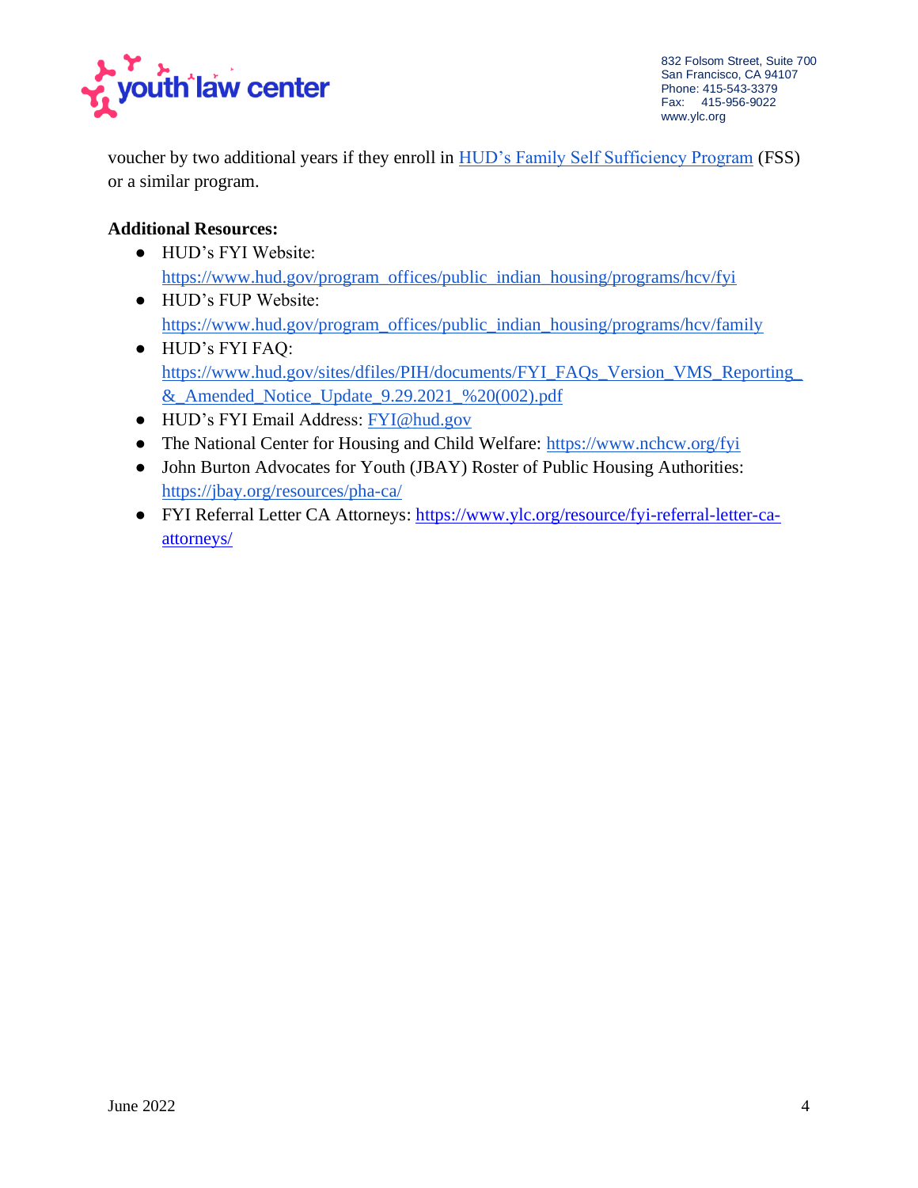voucher by two additional years if they enroll in [HUD's Family Self Sufficiency Program](https://www.hud.gov) (FSS) or a similar program.

**Additional Resources:**

- HUD's FYI Website: https://www.hud.gov/program_offices/public_indian_housing/programs/hcv/fyi
- HUD's FUP Website: https://www.hud.gov/program_offices/public_indian_housing/programs/hcv/family
- HUD's FYI FAQ: https://www.hud.gov/sites/dfiles/PIH/documents/FYI_FAQs_Version_VMS_Reporting_&_Amended_Notice_Update_9.29.2021_%20(002).pdf
- HUD's FYI Email Address: FYI@hud.gov
- The National Center for Housing and Child Welfare: https://www.nchcw.org/fyi
- John Burton Advocates for Youth (JBAY) Roster of Public Housing Authorities: https://jbay.org/resources/pha-ca/
- FYI Referral Letter CA Attorneys: https://www.ylc.org/resource/fyi-referral-letter-ca-attorneys/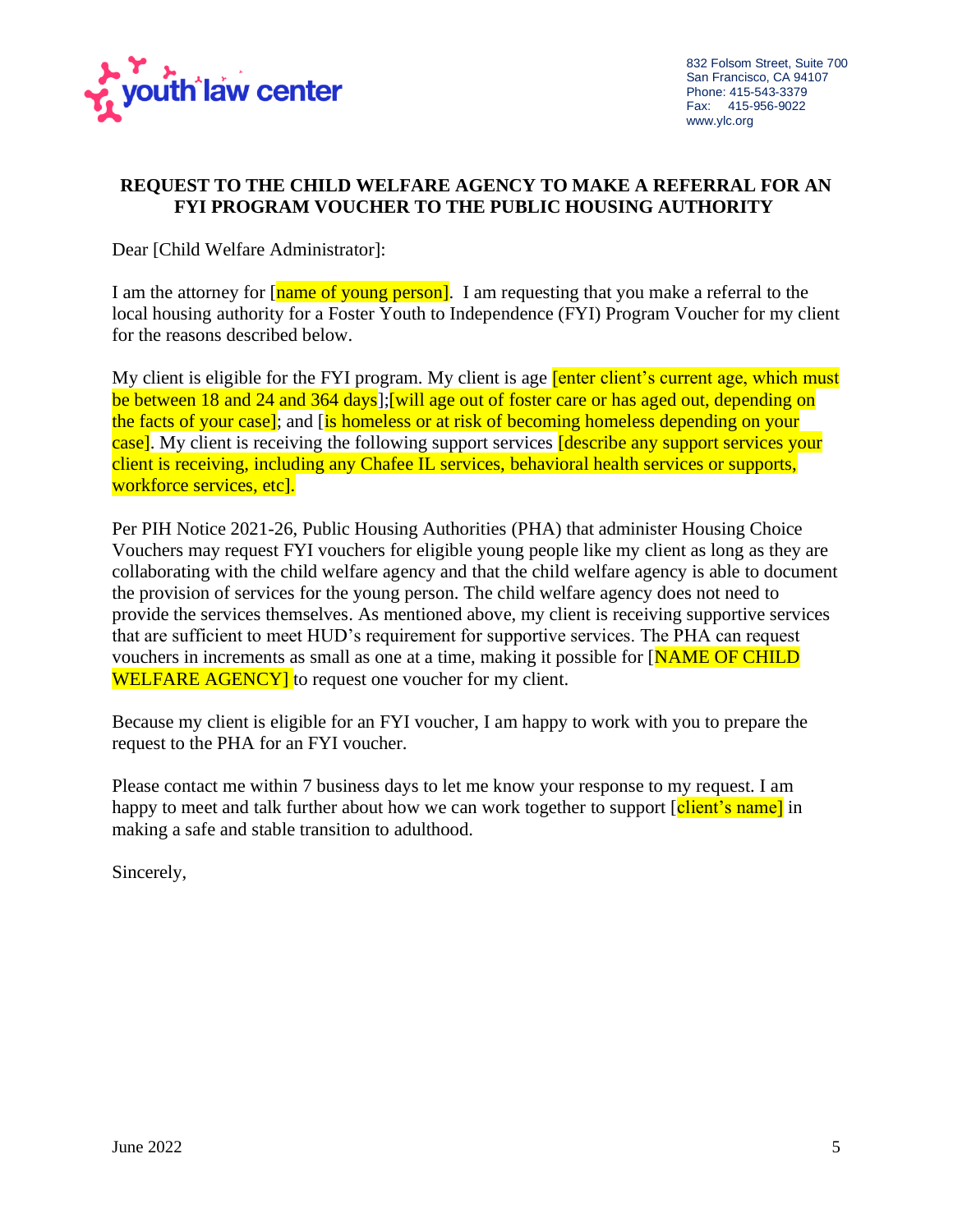youth law center

832 Folsom Street, Suite 700
San Francisco, CA 94107
Phone: 415-543-3379
Fax: 415-956-9022
www.ylc.org

**REQUEST TO THE CHILD WELFARE AGENCY TO MAKE A REFERRAL FOR AN FYI PROGRAM VOUCHER TO THE PUBLIC HOUSING AUTHORITY**

Dear [Child Welfare Administrator]:

I am the attorney for [name of young person]. I am requesting that you make a referral to the local housing authority for a Foster Youth to Independence (FYI) Program Voucher for my client for the reasons described below.

My client is eligible for the FYI program. My client is age [enter client's current age, which must be between 18 and 24 and 364 days];[will age out of foster care or has aged out, depending on the facts of your case]; and [is homeless or at risk of becoming homeless depending on your case]. My client is receiving the following support services [describe any support services your client is receiving, including any Chafee IL services, behavioral health services or supports, workforce services, etc].

Per PIH Notice 2021-26, Public Housing Authorities (PHA) that administer Housing Choice Vouchers may request FYI vouchers for eligible young people like my client as long as they are collaborating with the child welfare agency and that the child welfare agency is able to document the provision of services for the young person. The child welfare agency does not need to provide the services themselves. As mentioned above, my client is receiving supportive services that are sufficient to meet HUD's requirement for supportive services. The PHA can request vouchers in increments as small as one at a time, making it possible for [NAME OF CHILD WELFARE AGENCY] to request one voucher for my client.

Because my client is eligible for an FYI voucher, I am happy to work with you to prepare the request to the PHA for an FYI voucher.

Please contact me within 7 business days to let me know your response to my request. I am happy to meet and talk further about how we can work together to support [client's name] in making a safe and stable transition to adulthood.

Sincerely,

June 2022